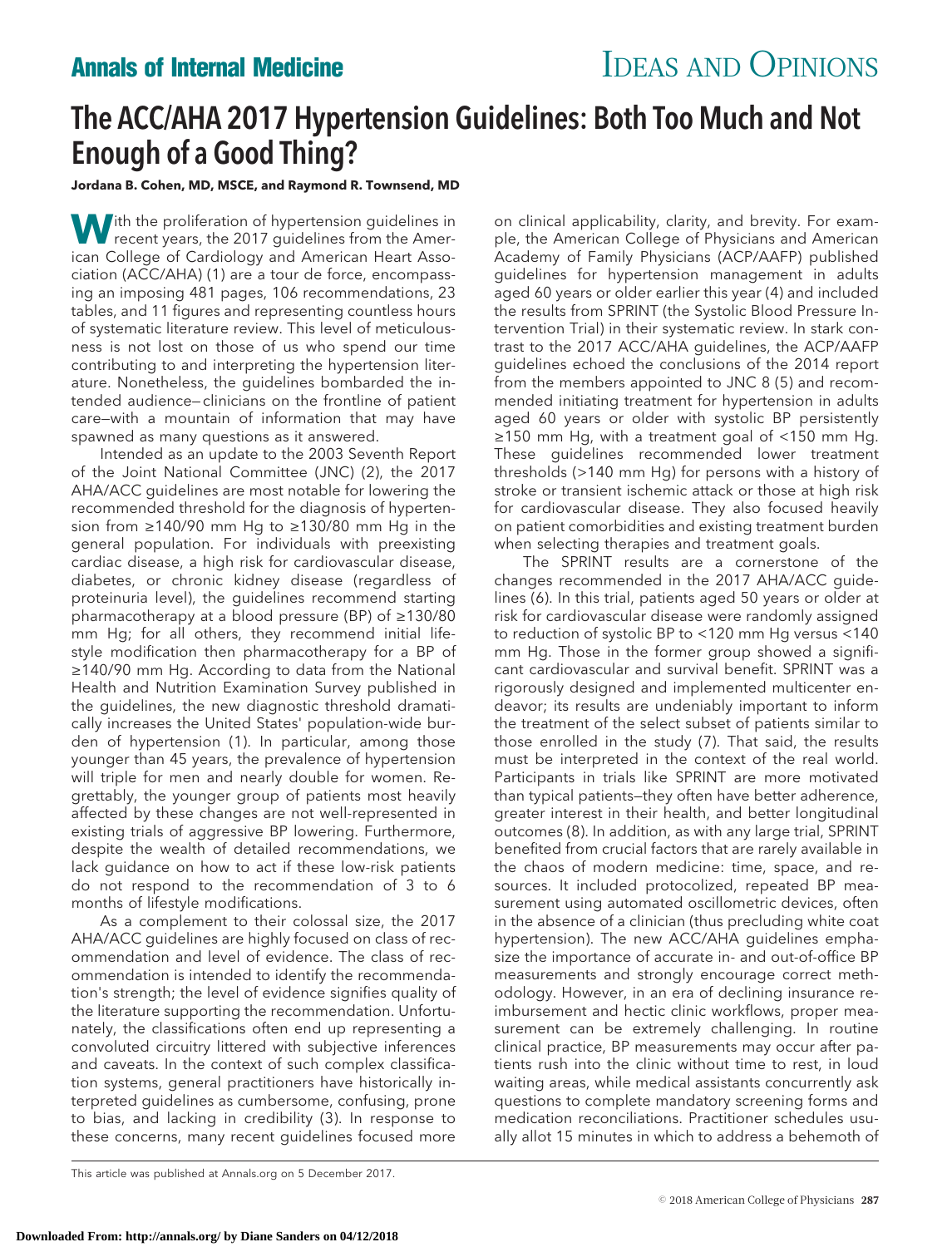# The ACC/AHA 2017 Hypertension Guidelines: Both Too Much and Not Enough of a Good Thing?

**Jordana B. Cohen, MD, MSCE, and Raymond R. Townsend, MD**

With the proliferation of hypertension guidelines in recent years, the 2017 guidelines from the American College of Cardiology and American Heart Association (ACC/AHA) (1) are a tour de force, encompassing an imposing 481 pages, 106 recommendations, 23 tables, and 11 figures and representing countless hours of systematic literature review. This level of meticulousness is not lost on those of us who spend our time contributing to and interpreting the hypertension literature. Nonetheless, the guidelines bombarded the intended audience—clinicians on the frontline of patient care—with a mountain of information that may have spawned as many questions as it answered.

Intended as an update to the 2003 Seventh Report of the Joint National Committee (JNC) (2), the 2017 AHA/ACC guidelines are most notable for lowering the recommended threshold for the diagnosis of hypertension from ≥140/90 mm Hg to ≥130/80 mm Hg in the general population. For individuals with preexisting cardiac disease, a high risk for cardiovascular disease, diabetes, or chronic kidney disease (regardless of proteinuria level), the guidelines recommend starting pharmacotherapy at a blood pressure (BP) of ≥130/80 mm Hg; for all others, they recommend initial lifestyle modification then pharmacotherapy for a BP of ≥140/90 mm Hg. According to data from the National Health and Nutrition Examination Survey published in the guidelines, the new diagnostic threshold dramatically increases the United States' population-wide burden of hypertension (1). In particular, among those younger than 45 years, the prevalence of hypertension will triple for men and nearly double for women. Regrettably, the younger group of patients most heavily affected by these changes are not well-represented in existing trials of aggressive BP lowering. Furthermore, despite the wealth of detailed recommendations, we lack guidance on how to act if these low-risk patients do not respond to the recommendation of 3 to 6 months of lifestyle modifications.

As a complement to their colossal size, the 2017 AHA/ACC guidelines are highly focused on class of recommendation and level of evidence. The class of recommendation is intended to identify the recommendation's strength; the level of evidence signifies quality of the literature supporting the recommendation. Unfortunately, the classifications often end up representing a convoluted circuitry littered with subjective inferences and caveats. In the context of such complex classification systems, general practitioners have historically interpreted guidelines as cumbersome, confusing, prone to bias, and lacking in credibility (3). In response to these concerns, many recent guidelines focused more on clinical applicability, clarity, and brevity. For example, the American College of Physicians and American Academy of Family Physicians (ACP/AAFP) published guidelines for hypertension management in adults aged 60 years or older earlier this year (4) and included the results from SPRINT (the Systolic Blood Pressure Intervention Trial) in their systematic review. In stark contrast to the 2017 ACC/AHA guidelines, the ACP/AAFP guidelines echoed the conclusions of the 2014 report from the members appointed to JNC 8 (5) and recommended initiating treatment for hypertension in adults aged 60 years or older with systolic BP persistently ≥150 mm Hg, with a treatment goal of <150 mm Hg. These guidelines recommended lower treatment thresholds (>140 mm Hg) for persons with a history of stroke or transient ischemic attack or those at high risk for cardiovascular disease. They also focused heavily on patient comorbidities and existing treatment burden when selecting therapies and treatment goals.

The SPRINT results are a cornerstone of the changes recommended in the 2017 AHA/ACC guidelines (6). In this trial, patients aged 50 years or older at risk for cardiovascular disease were randomly assigned to reduction of systolic BP to <120 mm Hg versus <140 mm Hg. Those in the former group showed a significant cardiovascular and survival benefit. SPRINT was a rigorously designed and implemented multicenter endeavor; its results are undeniably important to inform the treatment of the select subset of patients similar to those enrolled in the study (7). That said, the results must be interpreted in the context of the real world. Participants in trials like SPRINT are more motivated than typical patients—they often have better adherence, greater interest in their health, and better longitudinal outcomes (8). In addition, as with any large trial, SPRINT benefited from crucial factors that are rarely available in the chaos of modern medicine: time, space, and resources. It included protocolized, repeated BP measurement using automated oscillometric devices, often in the absence of a clinician (thus precluding white coat hypertension). The new ACC/AHA guidelines emphasize the importance of accurate in- and out-of-office BP measurements and strongly encourage correct methodology. However, in an era of declining insurance reimbursement and hectic clinic workflows, proper measurement can be extremely challenging. In routine clinical practice, BP measurements may occur after patients rush into the clinic without time to rest, in loud waiting areas, while medical assistants concurrently ask questions to complete mandatory screening forms and medication reconciliations. Practitioner schedules usually allot 15 minutes in which to address a behemoth of

This article was published at Annals.org on 5 December 2017.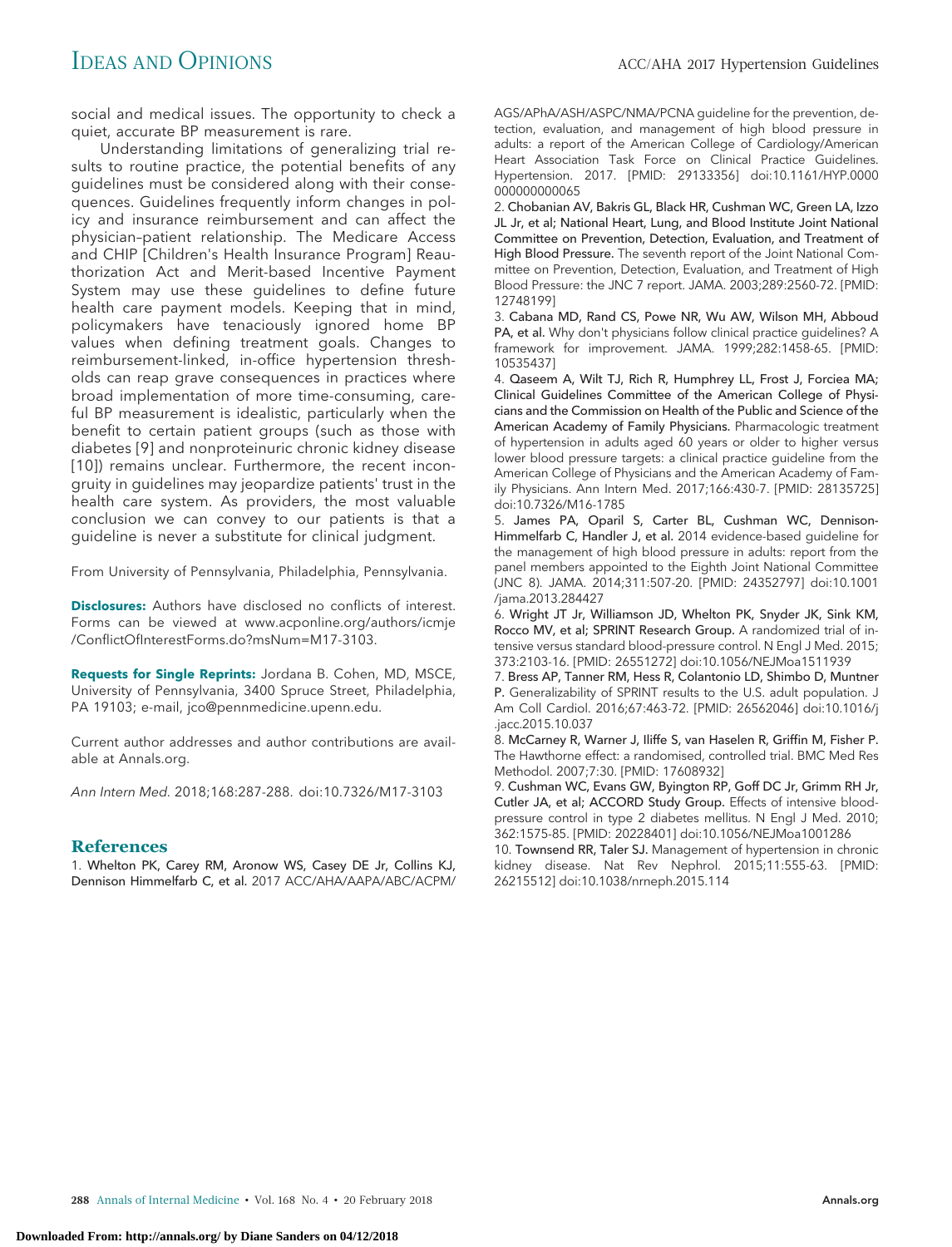social and medical issues. The opportunity to check a quiet, accurate BP measurement is rare.

Understanding limitations of generalizing trial results to routine practice, the potential benefits of any guidelines must be considered along with their consequences. Guidelines frequently inform changes in policy and insurance reimbursement and can affect the physician–patient relationship. The Medicare Access and CHIP [Children's Health Insurance Program] Reauthorization Act and Merit-based Incentive Payment System may use these guidelines to define future health care payment models. Keeping that in mind, policymakers have tenaciously ignored home BP values when defining treatment goals. Changes to reimbursement-linked, in-office hypertension thresholds can reap grave consequences in practices where broad implementation of more time-consuming, careful BP measurement is idealistic, particularly when the benefit to certain patient groups (such as those with diabetes [9] and nonproteinuric chronic kidney disease [10]) remains unclear. Furthermore, the recent incongruity in guidelines may jeopardize patients' trust in the health care system. As providers, the most valuable conclusion we can convey to our patients is that a guideline is never a substitute for clinical judgment.

From University of Pennsylvania, Philadelphia, Pennsylvania.

**Disclosures:** Authors have disclosed no conflicts of interest. Forms can be viewed at www.acponline.org/authors/icmje/ConflictOfInterestForms.do?msNum=M17-3103.

**Requests for Single Reprints:** Jordana B. Cohen, MD, MSCE, University of Pennsylvania, 3400 Spruce Street, Philadelphia, PA 19103; e-mail, jco@pennmedicine.upenn.edu.

Current author addresses and author contributions are available at Annals.org.

*Ann Intern Med.* 2018;168:287-288. doi:10.7326/M17-3103

## References

1. Whelton PK, Carey RM, Aronow WS, Casey DE Jr, Collins KJ, Dennison Himmelfarb C, et al. 2017 ACC/AHA/AAPA/ABC/ACPM/AGS/APhA/ASH/ASPC/NMA/PCNA guideline for the prevention, detection, evaluation, and management of high blood pressure in adults: a report of the American College of Cardiology/American Heart Association Task Force on Clinical Practice Guidelines. Hypertension. 2017. [PMID: 29133356] doi:10.1161/HYP.0000000000000065
2. Chobanian AV, Bakris GL, Black HR, Cushman WC, Green LA, Izzo JL Jr, et al; National Heart, Lung, and Blood Institute Joint National Committee on Prevention, Detection, Evaluation, and Treatment of High Blood Pressure. The seventh report of the Joint National Committee on Prevention, Detection, Evaluation, and Treatment of High Blood Pressure: the JNC 7 report. JAMA. 2003;289:2560-72. [PMID: 12748199]
3. Cabana MD, Rand CS, Powe NR, Wu AW, Wilson MH, Abboud PA, et al. Why don't physicians follow clinical practice guidelines? A framework for improvement. JAMA. 1999;282:1458-65. [PMID: 10535437]
4. Qaseem A, Wilt TJ, Rich R, Humphrey LL, Frost J, Forciea MA; Clinical Guidelines Committee of the American College of Physicians and the Commission on Health of the Public and Science of the American Academy of Family Physicians. Pharmacologic treatment of hypertension in adults aged 60 years or older to higher versus lower blood pressure targets: a clinical practice guideline from the American College of Physicians and the American Academy of Family Physicians. Ann Intern Med. 2017;166:430-7. [PMID: 28135725] doi:10.7326/M16-1785
5. James PA, Oparil S, Carter BL, Cushman WC, Dennison-Himmelfarb C, Handler J, et al. 2014 evidence-based guideline for the management of high blood pressure in adults: report from the panel members appointed to the Eighth Joint National Committee (JNC 8). JAMA. 2014;311:507-20. [PMID: 24352797] doi:10.1001/jama.2013.284427
6. Wright JT Jr, Williamson JD, Whelton PK, Snyder JK, Sink KM, Rocco MV, et al; SPRINT Research Group. A randomized trial of intensive versus standard blood-pressure control. N Engl J Med. 2015;373:2103-16. [PMID: 26551272] doi:10.1056/NEJMoa1511939
7. Bress AP, Tanner RM, Hess R, Colantonio LD, Shimbo D, Muntner P. Generalizability of SPRINT results to the U.S. adult population. J Am Coll Cardiol. 2016;67:463-72. [PMID: 26562046] doi:10.1016/j.jacc.2015.10.037
8. McCarney R, Warner J, Iliffe S, van Haselen R, Griffin M, Fisher P. The Hawthorne effect: a randomised, controlled trial. BMC Med Res Methodol. 2007;7:30. [PMID: 17608932]
9. Cushman WC, Evans GW, Byington RP, Goff DC Jr, Grimm RH Jr, Cutler JA, et al; ACCORD Study Group. Effects of intensive blood-pressure control in type 2 diabetes mellitus. N Engl J Med. 2010;362:1575-85. [PMID: 20228401] doi:10.1056/NEJMoa1001286
10. Townsend RR, Taler SJ. Management of hypertension in chronic kidney disease. Nat Rev Nephrol. 2015;11:555-63. [PMID: 26215512] doi:10.1038/nrneph.2015.114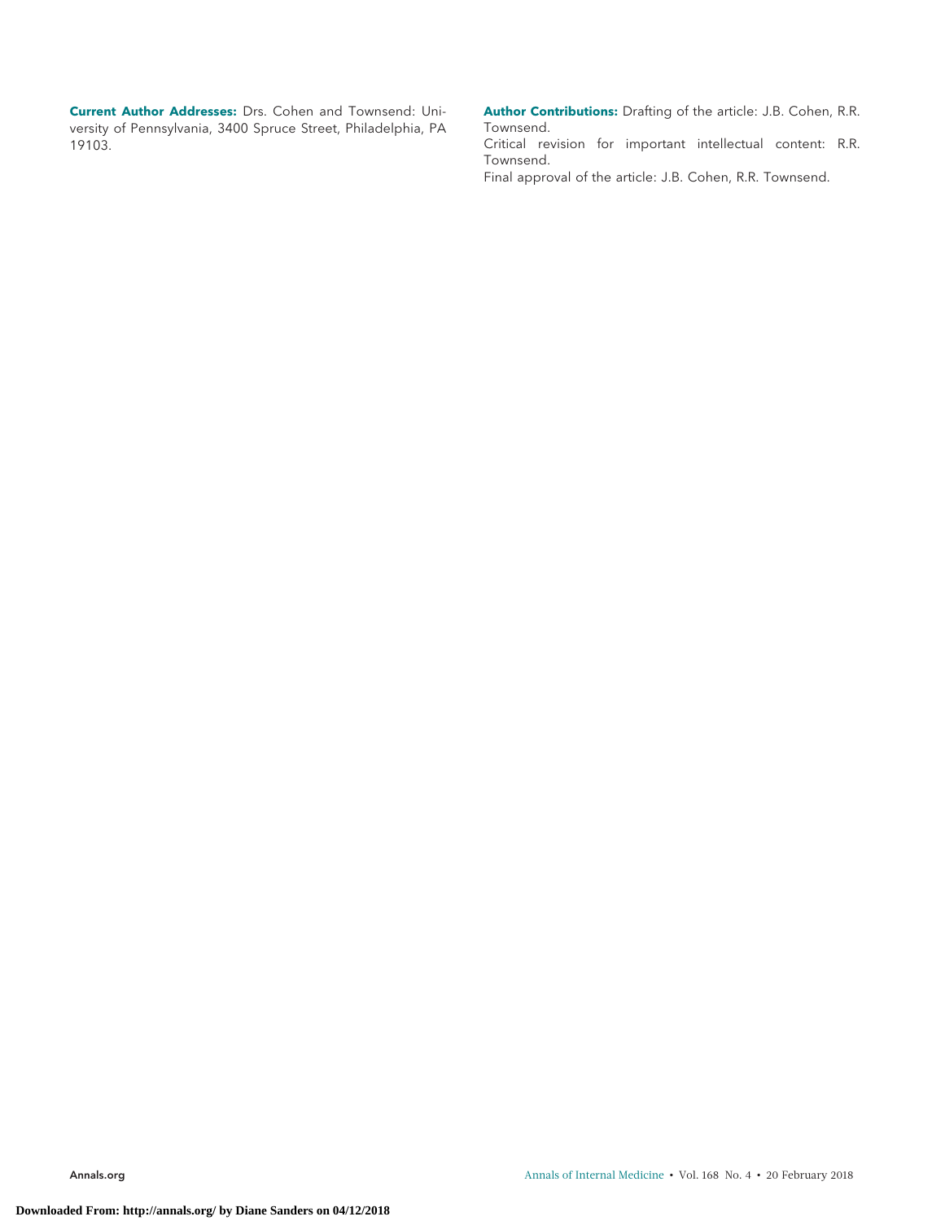**Current Author Addresses:** Drs. Cohen and Townsend: University of Pennsylvania, 3400 Spruce Street, Philadelphia, PA 19103.

**Author Contributions:** Drafting of the article: J.B. Cohen, R.R. Townsend.
Critical revision for important intellectual content: R.R. Townsend.
Final approval of the article: J.B. Cohen, R.R. Townsend.